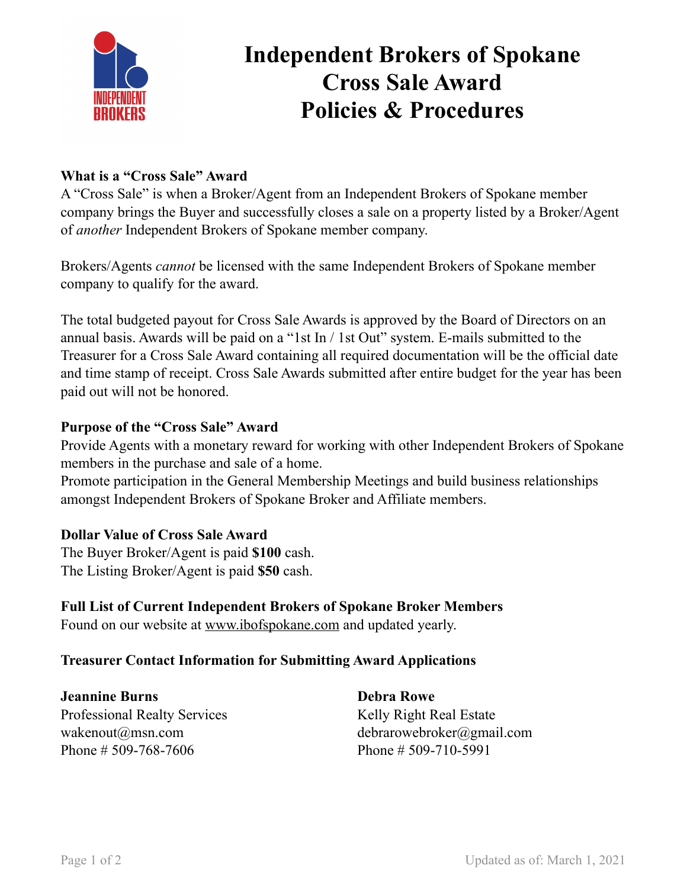# Independent Brokers of Spokane Cross Sale Award Policies & Procedures

**What is a "Cross Sale" Award**

A "Cross Sale" is when a Broker/Agent from an Independent Brokers of Spokane member company brings the Buyer and successfully closes a sale on a property listed by a Broker/Agent of *another* Independent Brokers of Spokane member company.

Brokers/Agents *cannot* be licensed with the same Independent Brokers of Spokane member company to qualify for the award.

The total budgeted payout for Cross Sale Awards is approved by the Board of Directors on an annual basis. Awards will be paid on a "1st In / 1st Out" system. E-mails submitted to the Treasurer for a Cross Sale Award containing all required documentation will be the official date and time stamp of receipt. Cross Sale Awards submitted after entire budget for the year has been paid out will not be honored.

**Purpose of the "Cross Sale" Award**

Provide Agents with a monetary reward for working with other Independent Brokers of Spokane members in the purchase and sale of a home.
Promote participation in the General Membership Meetings and build business relationships amongst Independent Brokers of Spokane Broker and Affiliate members.

**Dollar Value of Cross Sale Award**

The Buyer Broker/Agent is paid **$100** cash.
The Listing Broker/Agent is paid **$50** cash.

**Full List of Current Independent Brokers of Spokane Broker Members**

Found on our website at www.ibofspokane.com and updated yearly.

**Treasurer Contact Information for Submitting Award Applications**

**Jeannine Burns**
Professional Realty Services
wakenout@msn.com
Phone # 509-768-7606

**Debra Rowe**
Kelly Right Real Estate
debrarowebroker@gmail.com
Phone # 509-710-5991

Updated as of: March 1, 2021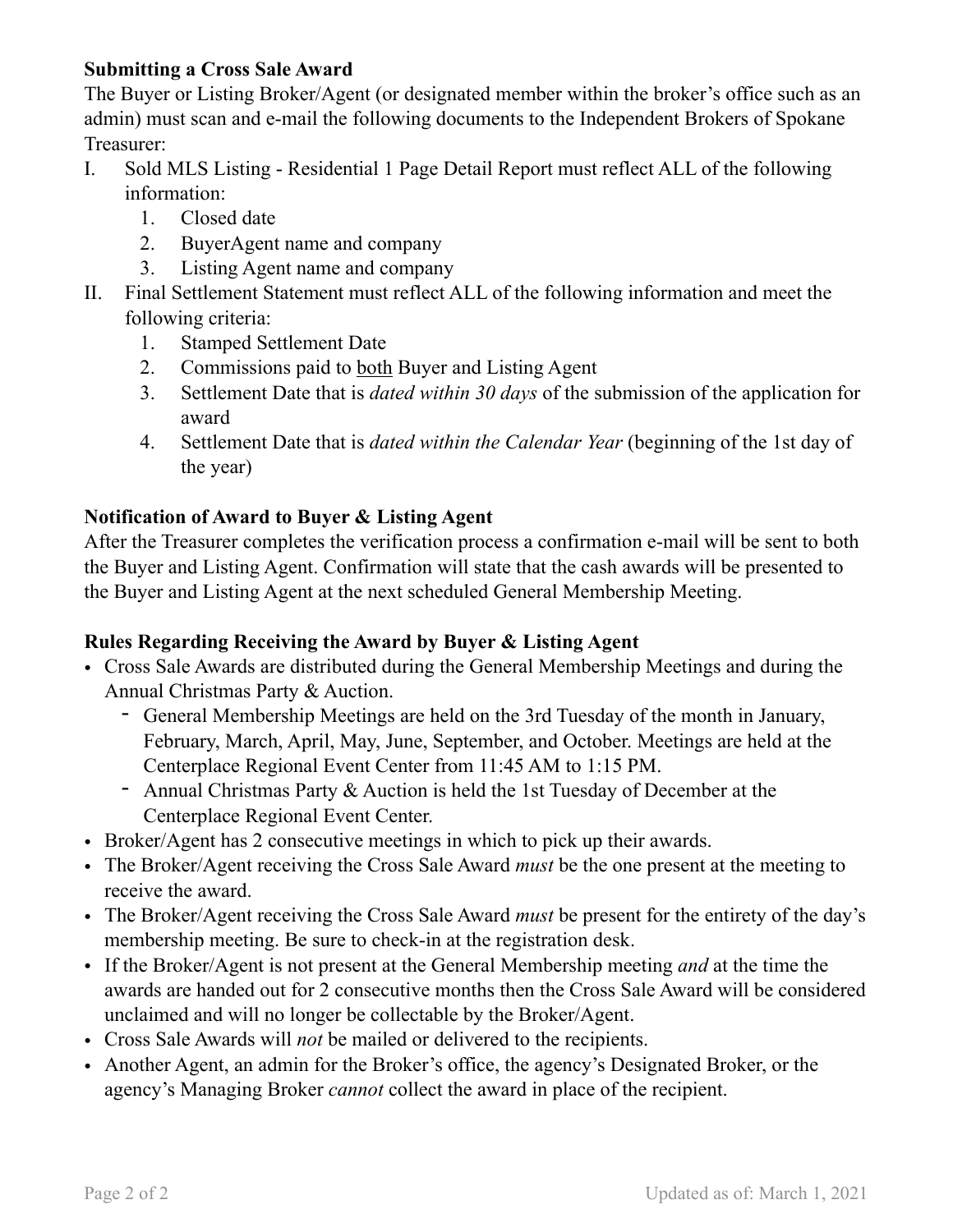**Submitting a Cross Sale Award**

The Buyer or Listing Broker/Agent (or designated member within the broker's office such as an admin) must scan and e-mail the following documents to the Independent Brokers of Spokane Treasurer:

I. Sold MLS Listing - Residential 1 Page Detail Report must reflect ALL of the following information:
   1. Closed date
   2. BuyerAgent name and company
   3. Listing Agent name and company

II. Final Settlement Statement must reflect ALL of the following information and meet the following criteria:
   1. Stamped Settlement Date
   2. Commissions paid to <u>both</u> Buyer and Listing Agent
   3. Settlement Date that is *dated within 30 days* of the submission of the application for award
   4. Settlement Date that is *dated within the Calendar Year* (beginning of the 1st day of the year)

**Notification of Award to Buyer & Listing Agent**

After the Treasurer completes the verification process a confirmation e-mail will be sent to both the Buyer and Listing Agent. Confirmation will state that the cash awards will be presented to the Buyer and Listing Agent at the next scheduled General Membership Meeting.

**Rules Regarding Receiving the Award by Buyer & Listing Agent**

- Cross Sale Awards are distributed during the General Membership Meetings and during the Annual Christmas Party & Auction.
  - General Membership Meetings are held on the 3rd Tuesday of the month in January, February, March, April, May, June, September, and October. Meetings are held at the Centerplace Regional Event Center from 11:45 AM to 1:15 PM.
  - Annual Christmas Party & Auction is held the 1st Tuesday of December at the Centerplace Regional Event Center.
- Broker/Agent has 2 consecutive meetings in which to pick up their awards.
- The Broker/Agent receiving the Cross Sale Award *must* be the one present at the meeting to receive the award.
- The Broker/Agent receiving the Cross Sale Award *must* be present for the entirety of the day's membership meeting. Be sure to check-in at the registration desk.
- If the Broker/Agent is not present at the General Membership meeting *and* at the time the awards are handed out for 2 consecutive months then the Cross Sale Award will be considered unclaimed and will no longer be collectable by the Broker/Agent.
- Cross Sale Awards will *not* be mailed or delivered to the recipients.
- Another Agent, an admin for the Broker's office, the agency's Designated Broker, or the agency's Managing Broker *cannot* collect the award in place of the recipient.

Updated as of: March 1, 2021